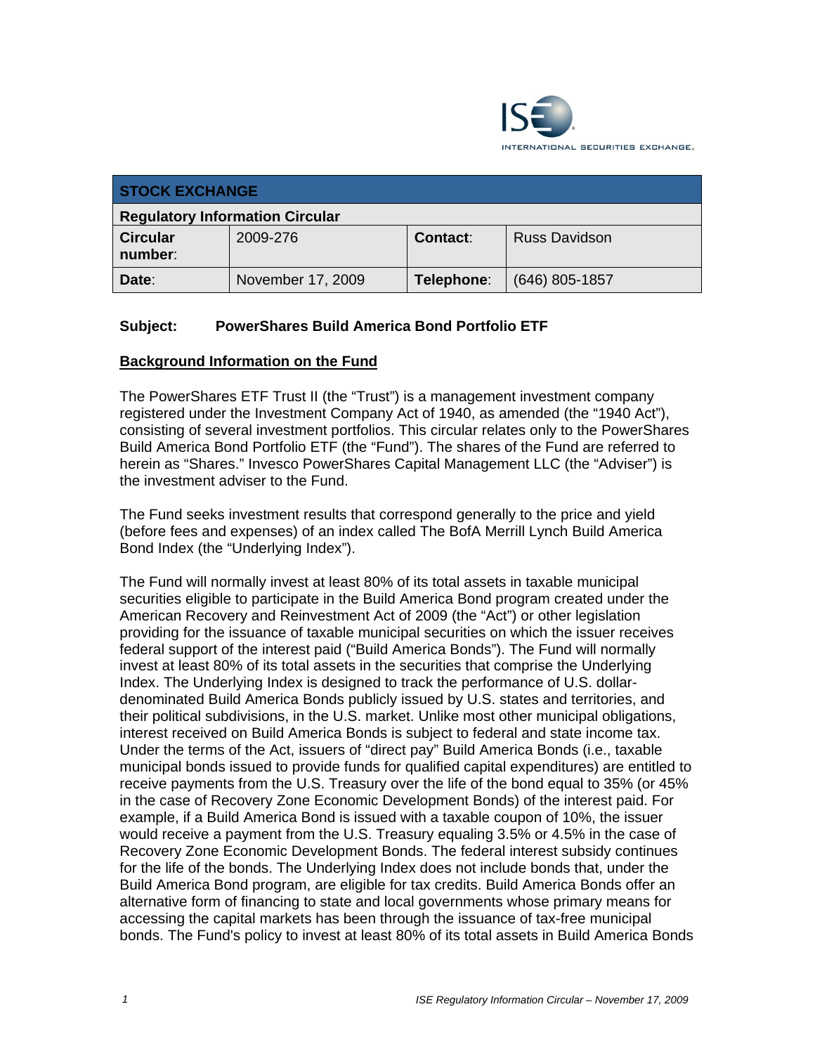| STOCK EXCHANGE | | | |
|---|---|---|---|
| **Regulatory Information Circular** | | | |
| **Circular number:** | 2009-276 | **Contact:** | Russ Davidson |
| **Date:** | November 17, 2009 | **Telephone:** | (646) 805-1857 |

**Subject: PowerShares Build America Bond Portfolio ETF**

## Background Information on the Fund

The PowerShares ETF Trust II (the "Trust") is a management investment company registered under the Investment Company Act of 1940, as amended (the "1940 Act"), consisting of several investment portfolios. This circular relates only to the PowerShares Build America Bond Portfolio ETF (the "Fund"). The shares of the Fund are referred to herein as "Shares." Invesco PowerShares Capital Management LLC (the "Adviser") is the investment adviser to the Fund.

The Fund seeks investment results that correspond generally to the price and yield (before fees and expenses) of an index called The BofA Merrill Lynch Build America Bond Index (the "Underlying Index").

The Fund will normally invest at least 80% of its total assets in taxable municipal securities eligible to participate in the Build America Bond program created under the American Recovery and Reinvestment Act of 2009 (the "Act") or other legislation providing for the issuance of taxable municipal securities on which the issuer receives federal support of the interest paid ("Build America Bonds"). The Fund will normally invest at least 80% of its total assets in the securities that comprise the Underlying Index. The Underlying Index is designed to track the performance of U.S. dollar-denominated Build America Bonds publicly issued by U.S. states and territories, and their political subdivisions, in the U.S. market. Unlike most other municipal obligations, interest received on Build America Bonds is subject to federal and state income tax. Under the terms of the Act, issuers of "direct pay" Build America Bonds (i.e., taxable municipal bonds issued to provide funds for qualified capital expenditures) are entitled to receive payments from the U.S. Treasury over the life of the bond equal to 35% (or 45% in the case of Recovery Zone Economic Development Bonds) of the interest paid. For example, if a Build America Bond is issued with a taxable coupon of 10%, the issuer would receive a payment from the U.S. Treasury equaling 3.5% or 4.5% in the case of Recovery Zone Economic Development Bonds. The federal interest subsidy continues for the life of the bonds. The Underlying Index does not include bonds that, under the Build America Bond program, are eligible for tax credits. Build America Bonds offer an alternative form of financing to state and local governments whose primary means for accessing the capital markets has been through the issuance of tax-free municipal bonds. The Fund's policy to invest at least 80% of its total assets in Build America Bonds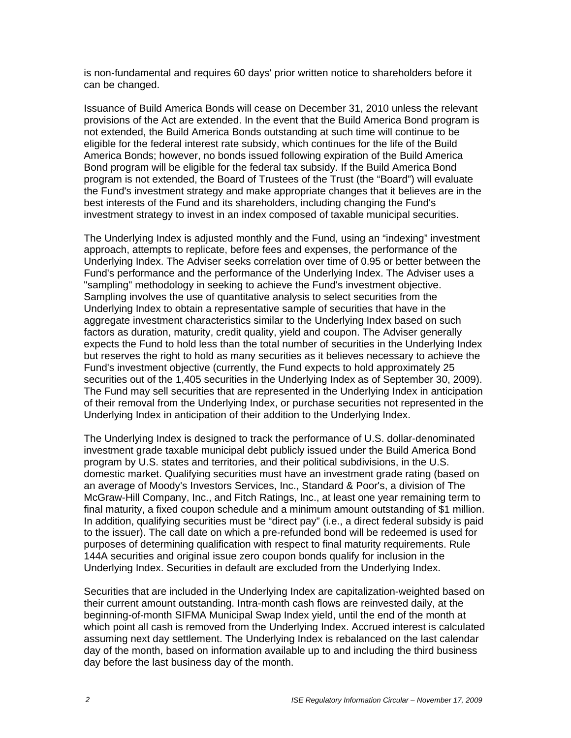is non-fundamental and requires 60 days' prior written notice to shareholders before it can be changed.

Issuance of Build America Bonds will cease on December 31, 2010 unless the relevant provisions of the Act are extended. In the event that the Build America Bond program is not extended, the Build America Bonds outstanding at such time will continue to be eligible for the federal interest rate subsidy, which continues for the life of the Build America Bonds; however, no bonds issued following expiration of the Build America Bond program will be eligible for the federal tax subsidy. If the Build America Bond program is not extended, the Board of Trustees of the Trust (the "Board") will evaluate the Fund's investment strategy and make appropriate changes that it believes are in the best interests of the Fund and its shareholders, including changing the Fund's investment strategy to invest in an index composed of taxable municipal securities.

The Underlying Index is adjusted monthly and the Fund, using an "indexing" investment approach, attempts to replicate, before fees and expenses, the performance of the Underlying Index. The Adviser seeks correlation over time of 0.95 or better between the Fund's performance and the performance of the Underlying Index. The Adviser uses a "sampling" methodology in seeking to achieve the Fund's investment objective. Sampling involves the use of quantitative analysis to select securities from the Underlying Index to obtain a representative sample of securities that have in the aggregate investment characteristics similar to the Underlying Index based on such factors as duration, maturity, credit quality, yield and coupon. The Adviser generally expects the Fund to hold less than the total number of securities in the Underlying Index but reserves the right to hold as many securities as it believes necessary to achieve the Fund's investment objective (currently, the Fund expects to hold approximately 25 securities out of the 1,405 securities in the Underlying Index as of September 30, 2009). The Fund may sell securities that are represented in the Underlying Index in anticipation of their removal from the Underlying Index, or purchase securities not represented in the Underlying Index in anticipation of their addition to the Underlying Index.

The Underlying Index is designed to track the performance of U.S. dollar-denominated investment grade taxable municipal debt publicly issued under the Build America Bond program by U.S. states and territories, and their political subdivisions, in the U.S. domestic market. Qualifying securities must have an investment grade rating (based on an average of Moody's Investors Services, Inc., Standard & Poor's, a division of The McGraw-Hill Company, Inc., and Fitch Ratings, Inc., at least one year remaining term to final maturity, a fixed coupon schedule and a minimum amount outstanding of $1 million. In addition, qualifying securities must be "direct pay" (i.e., a direct federal subsidy is paid to the issuer). The call date on which a pre-refunded bond will be redeemed is used for purposes of determining qualification with respect to final maturity requirements. Rule 144A securities and original issue zero coupon bonds qualify for inclusion in the Underlying Index. Securities in default are excluded from the Underlying Index.

Securities that are included in the Underlying Index are capitalization-weighted based on their current amount outstanding. Intra-month cash flows are reinvested daily, at the beginning-of-month SIFMA Municipal Swap Index yield, until the end of the month at which point all cash is removed from the Underlying Index. Accrued interest is calculated assuming next day settlement. The Underlying Index is rebalanced on the last calendar day of the month, based on information available up to and including the third business day before the last business day of the month.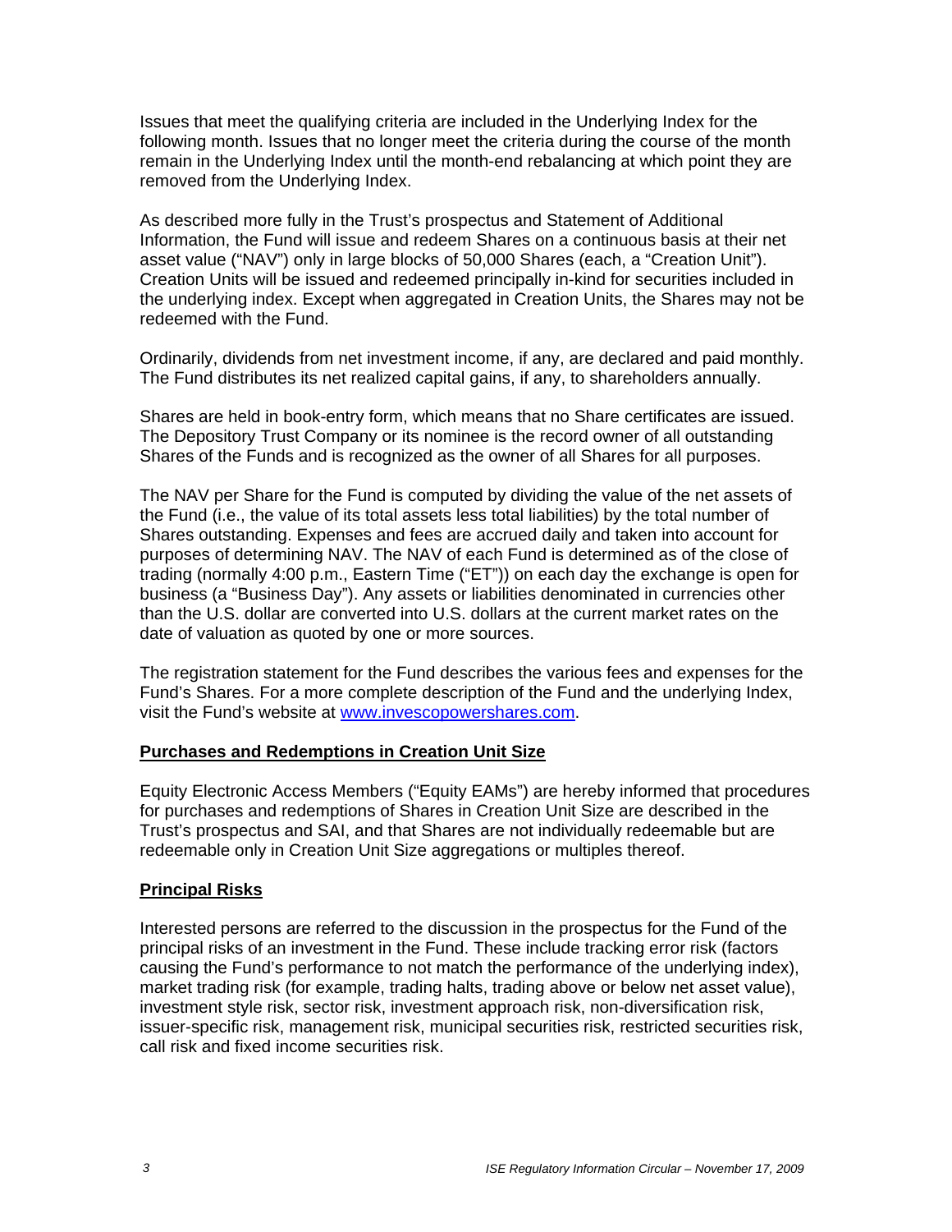Issues that meet the qualifying criteria are included in the Underlying Index for the following month. Issues that no longer meet the criteria during the course of the month remain in the Underlying Index until the month-end rebalancing at which point they are removed from the Underlying Index.

As described more fully in the Trust's prospectus and Statement of Additional Information, the Fund will issue and redeem Shares on a continuous basis at their net asset value ("NAV") only in large blocks of 50,000 Shares (each, a "Creation Unit"). Creation Units will be issued and redeemed principally in-kind for securities included in the underlying index. Except when aggregated in Creation Units, the Shares may not be redeemed with the Fund.

Ordinarily, dividends from net investment income, if any, are declared and paid monthly. The Fund distributes its net realized capital gains, if any, to shareholders annually.

Shares are held in book-entry form, which means that no Share certificates are issued. The Depository Trust Company or its nominee is the record owner of all outstanding Shares of the Funds and is recognized as the owner of all Shares for all purposes.

The NAV per Share for the Fund is computed by dividing the value of the net assets of the Fund (i.e., the value of its total assets less total liabilities) by the total number of Shares outstanding. Expenses and fees are accrued daily and taken into account for purposes of determining NAV. The NAV of each Fund is determined as of the close of trading (normally 4:00 p.m., Eastern Time ("ET")) on each day the exchange is open for business (a "Business Day"). Any assets or liabilities denominated in currencies other than the U.S. dollar are converted into U.S. dollars at the current market rates on the date of valuation as quoted by one or more sources.

The registration statement for the Fund describes the various fees and expenses for the Fund's Shares. For a more complete description of the Fund and the underlying Index, visit the Fund's website at www.invescopowershares.com.

## Purchases and Redemptions in Creation Unit Size

Equity Electronic Access Members ("Equity EAMs") are hereby informed that procedures for purchases and redemptions of Shares in Creation Unit Size are described in the Trust's prospectus and SAI, and that Shares are not individually redeemable but are redeemable only in Creation Unit Size aggregations or multiples thereof.

## Principal Risks

Interested persons are referred to the discussion in the prospectus for the Fund of the principal risks of an investment in the Fund. These include tracking error risk (factors causing the Fund's performance to not match the performance of the underlying index), market trading risk (for example, trading halts, trading above or below net asset value), investment style risk, sector risk, investment approach risk, non-diversification risk, issuer-specific risk, management risk, municipal securities risk, restricted securities risk, call risk and fixed income securities risk.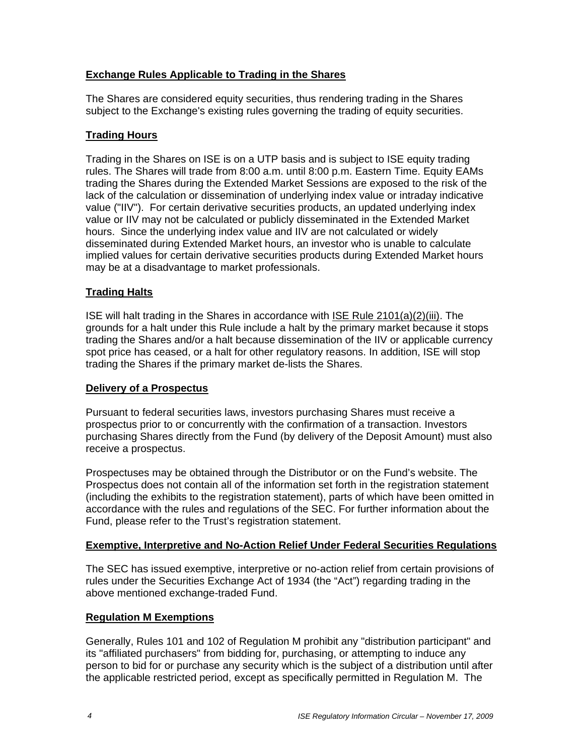**Exchange Rules Applicable to Trading in the Shares**

The Shares are considered equity securities, thus rendering trading in the Shares subject to the Exchange's existing rules governing the trading of equity securities.

**Trading Hours**

Trading in the Shares on ISE is on a UTP basis and is subject to ISE equity trading rules. The Shares will trade from 8:00 a.m. until 8:00 p.m. Eastern Time. Equity EAMs trading the Shares during the Extended Market Sessions are exposed to the risk of the lack of the calculation or dissemination of underlying index value or intraday indicative value ("IIV"). For certain derivative securities products, an updated underlying index value or IIV may not be calculated or publicly disseminated in the Extended Market hours. Since the underlying index value and IIV are not calculated or widely disseminated during Extended Market hours, an investor who is unable to calculate implied values for certain derivative securities products during Extended Market hours may be at a disadvantage to market professionals.

**Trading Halts**

ISE will halt trading in the Shares in accordance with ISE Rule 2101(a)(2)(iii). The grounds for a halt under this Rule include a halt by the primary market because it stops trading the Shares and/or a halt because dissemination of the IIV or applicable currency spot price has ceased, or a halt for other regulatory reasons. In addition, ISE will stop trading the Shares if the primary market de-lists the Shares.

**Delivery of a Prospectus**

Pursuant to federal securities laws, investors purchasing Shares must receive a prospectus prior to or concurrently with the confirmation of a transaction. Investors purchasing Shares directly from the Fund (by delivery of the Deposit Amount) must also receive a prospectus.

Prospectuses may be obtained through the Distributor or on the Fund's website. The Prospectus does not contain all of the information set forth in the registration statement (including the exhibits to the registration statement), parts of which have been omitted in accordance with the rules and regulations of the SEC. For further information about the Fund, please refer to the Trust's registration statement.

**Exemptive, Interpretive and No-Action Relief Under Federal Securities Regulations**

The SEC has issued exemptive, interpretive or no-action relief from certain provisions of rules under the Securities Exchange Act of 1934 (the "Act") regarding trading in the above mentioned exchange-traded Fund.

**Regulation M Exemptions**

Generally, Rules 101 and 102 of Regulation M prohibit any "distribution participant" and its "affiliated purchasers" from bidding for, purchasing, or attempting to induce any person to bid for or purchase any security which is the subject of a distribution until after the applicable restricted period, except as specifically permitted in Regulation M. The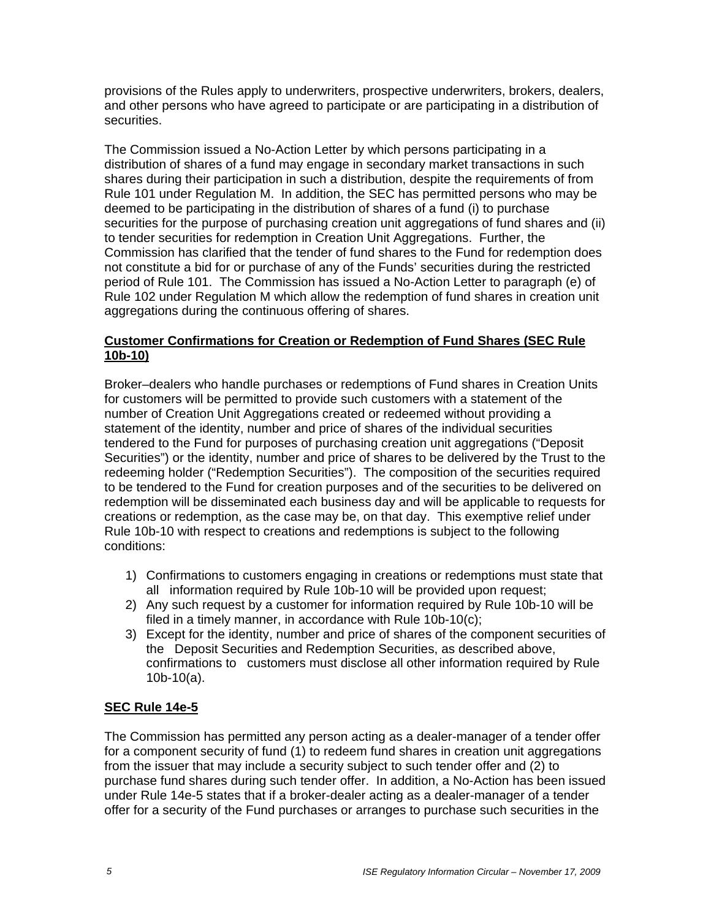provisions of the Rules apply to underwriters, prospective underwriters, brokers, dealers, and other persons who have agreed to participate or are participating in a distribution of securities.

The Commission issued a No-Action Letter by which persons participating in a distribution of shares of a fund may engage in secondary market transactions in such shares during their participation in such a distribution, despite the requirements of from Rule 101 under Regulation M. In addition, the SEC has permitted persons who may be deemed to be participating in the distribution of shares of a fund (i) to purchase securities for the purpose of purchasing creation unit aggregations of fund shares and (ii) to tender securities for redemption in Creation Unit Aggregations. Further, the Commission has clarified that the tender of fund shares to the Fund for redemption does not constitute a bid for or purchase of any of the Funds' securities during the restricted period of Rule 101. The Commission has issued a No-Action Letter to paragraph (e) of Rule 102 under Regulation M which allow the redemption of fund shares in creation unit aggregations during the continuous offering of shares.

**Customer Confirmations for Creation or Redemption of Fund Shares (SEC Rule 10b-10)**

Broker–dealers who handle purchases or redemptions of Fund shares in Creation Units for customers will be permitted to provide such customers with a statement of the number of Creation Unit Aggregations created or redeemed without providing a statement of the identity, number and price of shares of the individual securities tendered to the Fund for purposes of purchasing creation unit aggregations ("Deposit Securities") or the identity, number and price of shares to be delivered by the Trust to the redeeming holder ("Redemption Securities"). The composition of the securities required to be tendered to the Fund for creation purposes and of the securities to be delivered on redemption will be disseminated each business day and will be applicable to requests for creations or redemption, as the case may be, on that day. This exemptive relief under Rule 10b-10 with respect to creations and redemptions is subject to the following conditions:

1) Confirmations to customers engaging in creations or redemptions must state that all information required by Rule 10b-10 will be provided upon request;
2) Any such request by a customer for information required by Rule 10b-10 will be filed in a timely manner, in accordance with Rule 10b-10(c);
3) Except for the identity, number and price of shares of the component securities of the Deposit Securities and Redemption Securities, as described above, confirmations to customers must disclose all other information required by Rule 10b-10(a).

**SEC Rule 14e-5**

The Commission has permitted any person acting as a dealer-manager of a tender offer for a component security of fund (1) to redeem fund shares in creation unit aggregations from the issuer that may include a security subject to such tender offer and (2) to purchase fund shares during such tender offer. In addition, a No-Action has been issued under Rule 14e-5 states that if a broker-dealer acting as a dealer-manager of a tender offer for a security of the Fund purchases or arranges to purchase such securities in the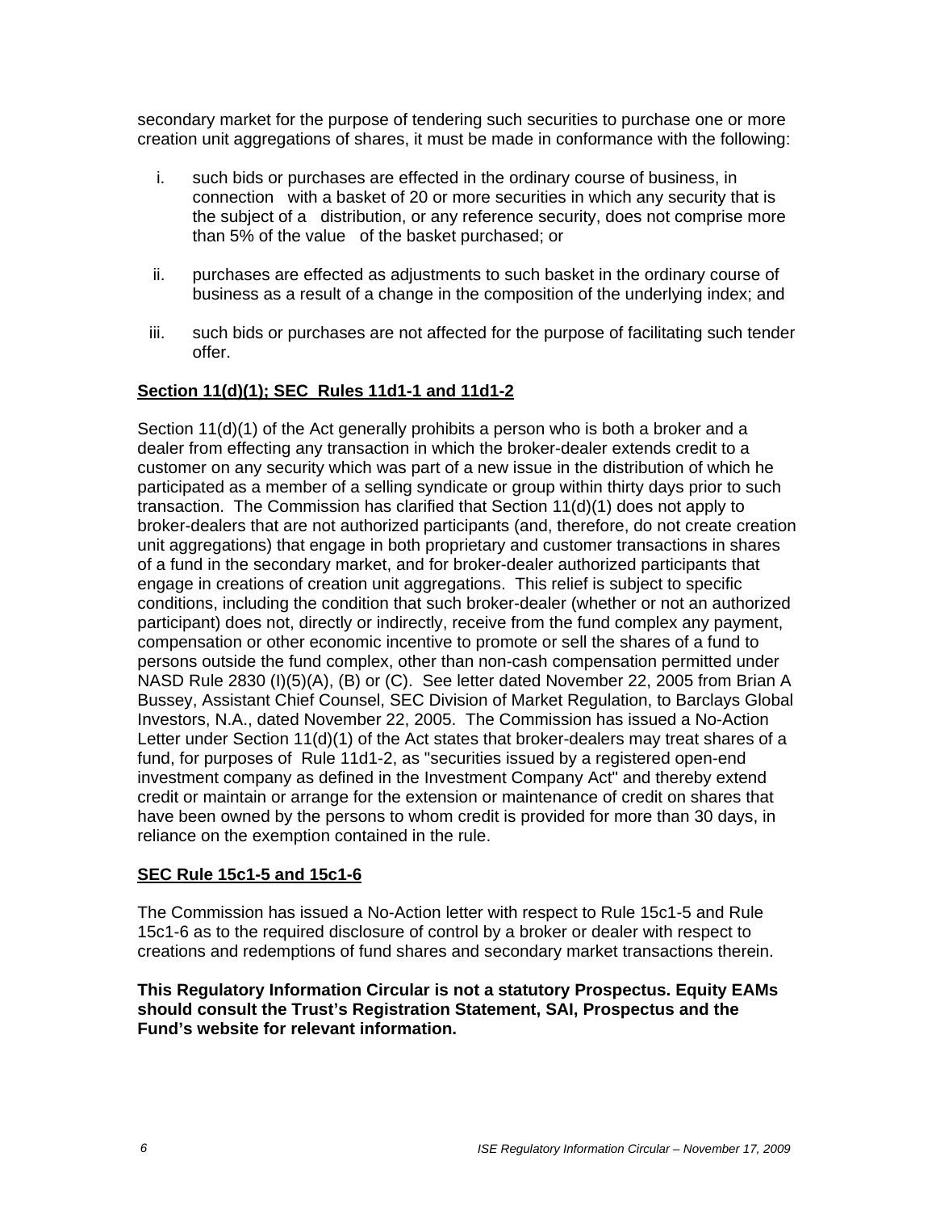secondary market for the purpose of tendering such securities to purchase one or more creation unit aggregations of shares, it must be made in conformance with the following:

i. such bids or purchases are effected in the ordinary course of business, in connection with a basket of 20 or more securities in which any security that is the subject of a distribution, or any reference security, does not comprise more than 5% of the value of the basket purchased; or

ii. purchases are effected as adjustments to such basket in the ordinary course of business as a result of a change in the composition of the underlying index; and

iii. such bids or purchases are not affected for the purpose of facilitating such tender offer.

**Section 11(d)(1); SEC Rules 11d1-1 and 11d1-2**

Section 11(d)(1) of the Act generally prohibits a person who is both a broker and a dealer from effecting any transaction in which the broker-dealer extends credit to a customer on any security which was part of a new issue in the distribution of which he participated as a member of a selling syndicate or group within thirty days prior to such transaction. The Commission has clarified that Section 11(d)(1) does not apply to broker-dealers that are not authorized participants (and, therefore, do not create creation unit aggregations) that engage in both proprietary and customer transactions in shares of a fund in the secondary market, and for broker-dealer authorized participants that engage in creations of creation unit aggregations. This relief is subject to specific conditions, including the condition that such broker-dealer (whether or not an authorized participant) does not, directly or indirectly, receive from the fund complex any payment, compensation or other economic incentive to promote or sell the shares of a fund to persons outside the fund complex, other than non-cash compensation permitted under NASD Rule 2830 (I)(5)(A), (B) or (C). See letter dated November 22, 2005 from Brian A Bussey, Assistant Chief Counsel, SEC Division of Market Regulation, to Barclays Global Investors, N.A., dated November 22, 2005. The Commission has issued a No-Action Letter under Section 11(d)(1) of the Act states that broker-dealers may treat shares of a fund, for purposes of Rule 11d1-2, as "securities issued by a registered open-end investment company as defined in the Investment Company Act" and thereby extend credit or maintain or arrange for the extension or maintenance of credit on shares that have been owned by the persons to whom credit is provided for more than 30 days, in reliance on the exemption contained in the rule.

**SEC Rule 15c1-5 and 15c1-6**

The Commission has issued a No-Action letter with respect to Rule 15c1-5 and Rule 15c1-6 as to the required disclosure of control by a broker or dealer with respect to creations and redemptions of fund shares and secondary market transactions therein.

**This Regulatory Information Circular is not a statutory Prospectus. Equity EAMs should consult the Trust's Registration Statement, SAI, Prospectus and the Fund's website for relevant information.**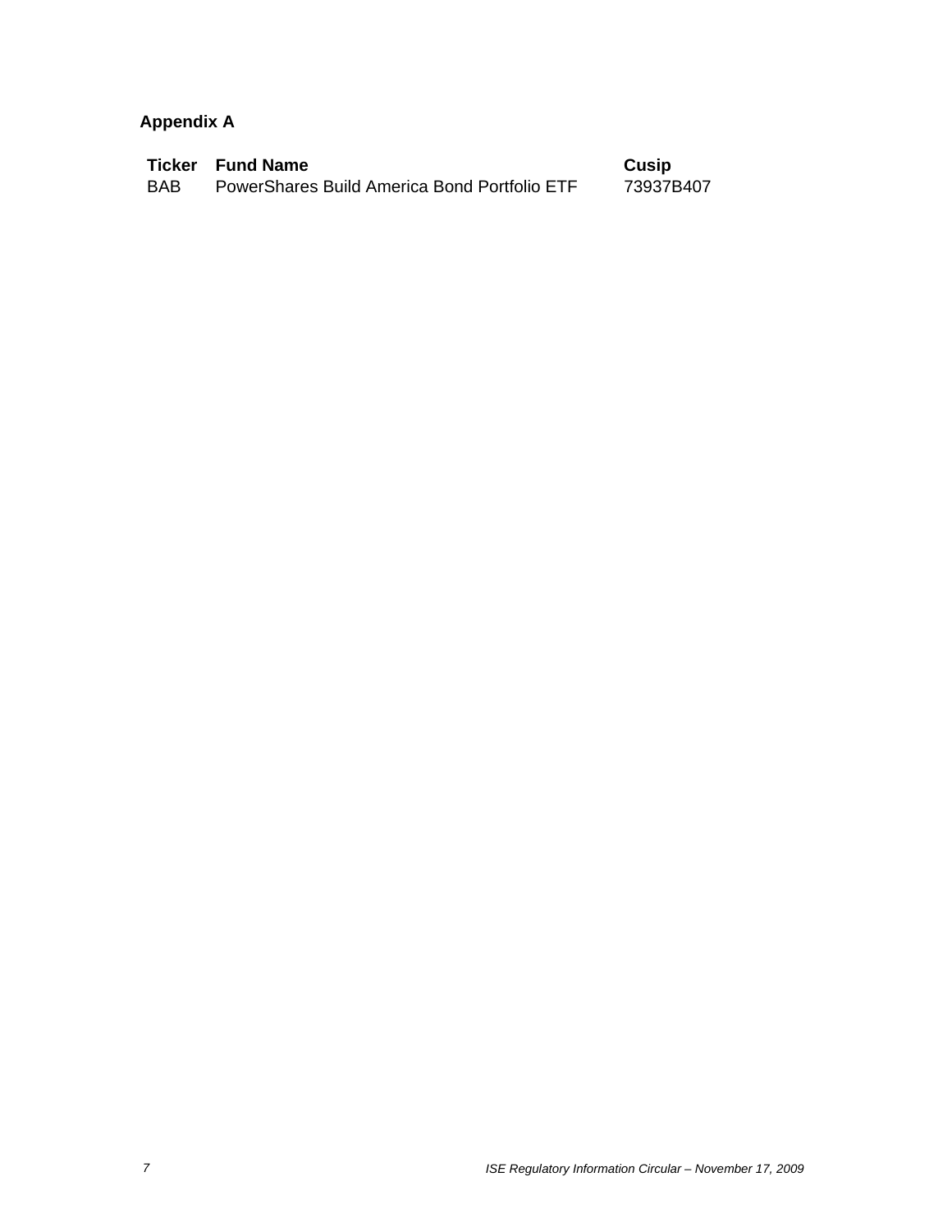## Appendix A

| Ticker | Fund Name | Cusip |
|---|---|---|
| BAB | PowerShares Build America Bond Portfolio ETF | 73937B407 |